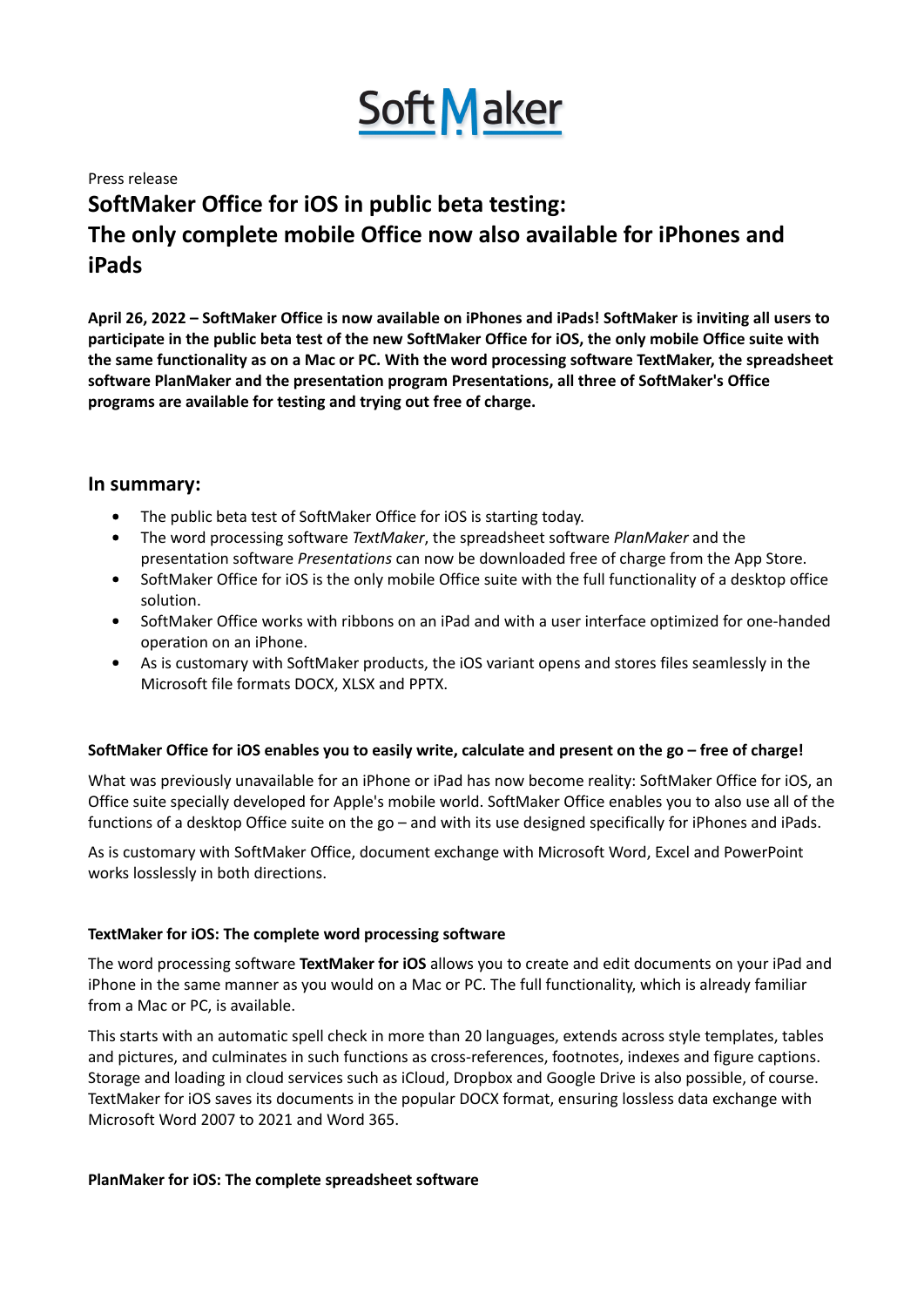SoftMaker

Press release

# SoftMaker Office for iOS in public beta testing: The only complete mobile Office now also available for iPhones and iPads

**April 26, 2022 – SoftMaker Office is now available on iPhones and iPads! SoftMaker is inviting all users to participate in the public beta test of the new SoftMaker Office for iOS, the only mobile Office suite with the same functionality as on a Mac or PC. With the word processing software TextMaker, the spreadsheet software PlanMaker and the presentation program Presentations, all three of SoftMaker's Office programs are available for testing and trying out free of charge.**

## In summary:

- The public beta test of SoftMaker Office for iOS is starting today.
- The word processing software *TextMaker*, the spreadsheet software *PlanMaker* and the presentation software *Presentations* can now be downloaded free of charge from the App Store.
- SoftMaker Office for iOS is the only mobile Office suite with the full functionality of a desktop office solution.
- SoftMaker Office works with ribbons on an iPad and with a user interface optimized for one-handed operation on an iPhone.
- As is customary with SoftMaker products, the iOS variant opens and stores files seamlessly in the Microsoft file formats DOCX, XLSX and PPTX.

### SoftMaker Office for iOS enables you to easily write, calculate and present on the go – free of charge!

What was previously unavailable for an iPhone or iPad has now become reality: SoftMaker Office for iOS, an Office suite specially developed for Apple's mobile world. SoftMaker Office enables you to also use all of the functions of a desktop Office suite on the go – and with its use designed specifically for iPhones and iPads.

As is customary with SoftMaker Office, document exchange with Microsoft Word, Excel and PowerPoint works losslessly in both directions.

### TextMaker for iOS: The complete word processing software

The word processing software **TextMaker for iOS** allows you to create and edit documents on your iPad and iPhone in the same manner as you would on a Mac or PC. The full functionality, which is already familiar from a Mac or PC, is available.

This starts with an automatic spell check in more than 20 languages, extends across style templates, tables and pictures, and culminates in such functions as cross-references, footnotes, indexes and figure captions. Storage and loading in cloud services such as iCloud, Dropbox and Google Drive is also possible, of course. TextMaker for iOS saves its documents in the popular DOCX format, ensuring lossless data exchange with Microsoft Word 2007 to 2021 and Word 365.

### PlanMaker for iOS: The complete spreadsheet software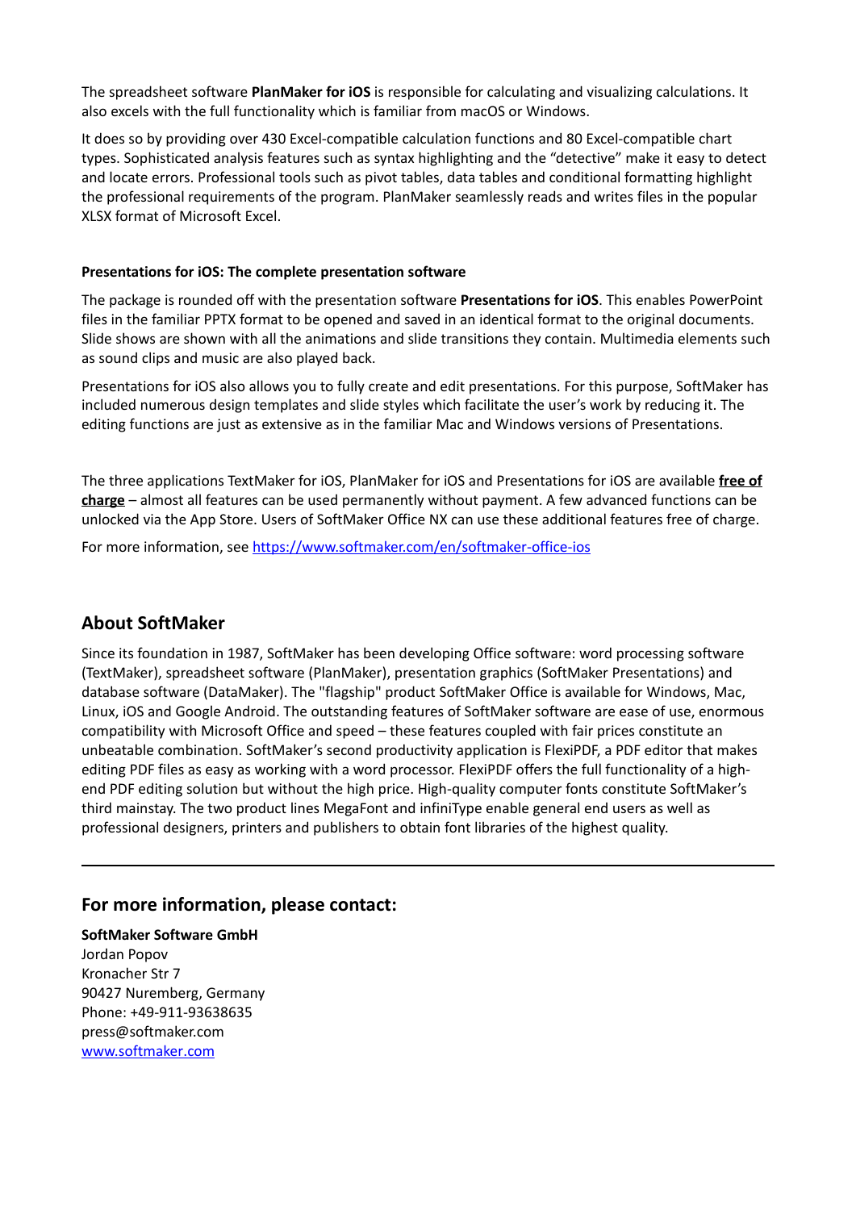The spreadsheet software **PlanMaker for iOS** is responsible for calculating and visualizing calculations. It also excels with the full functionality which is familiar from macOS or Windows.

It does so by providing over 430 Excel-compatible calculation functions and 80 Excel-compatible chart types. Sophisticated analysis features such as syntax highlighting and the "detective" make it easy to detect and locate errors. Professional tools such as pivot tables, data tables and conditional formatting highlight the professional requirements of the program. PlanMaker seamlessly reads and writes files in the popular XLSX format of Microsoft Excel.

#### Presentations for iOS: The complete presentation software

The package is rounded off with the presentation software **Presentations for iOS**. This enables PowerPoint files in the familiar PPTX format to be opened and saved in an identical format to the original documents. Slide shows are shown with all the animations and slide transitions they contain. Multimedia elements such as sound clips and music are also played back.

Presentations for iOS also allows you to fully create and edit presentations. For this purpose, SoftMaker has included numerous design templates and slide styles which facilitate the user's work by reducing it. The editing functions are just as extensive as in the familiar Mac and Windows versions of Presentations.

The three applications TextMaker for iOS, PlanMaker for iOS and Presentations for iOS are available **free of charge** – almost all features can be used permanently without payment. A few advanced functions can be unlocked via the App Store. Users of SoftMaker Office NX can use these additional features free of charge.

For more information, see https://www.softmaker.com/en/softmaker-office-ios

## About SoftMaker

Since its foundation in 1987, SoftMaker has been developing Office software: word processing software (TextMaker), spreadsheet software (PlanMaker), presentation graphics (SoftMaker Presentations) and database software (DataMaker). The "flagship" product SoftMaker Office is available for Windows, Mac, Linux, iOS and Google Android. The outstanding features of SoftMaker software are ease of use, enormous compatibility with Microsoft Office and speed – these features coupled with fair prices constitute an unbeatable combination. SoftMaker's second productivity application is FlexiPDF, a PDF editor that makes editing PDF files as easy as working with a word processor. FlexiPDF offers the full functionality of a high-end PDF editing solution but without the high price. High-quality computer fonts constitute SoftMaker's third mainstay. The two product lines MegaFont and infiniType enable general end users as well as professional designers, printers and publishers to obtain font libraries of the highest quality.

---

## For more information, please contact:

**SoftMaker Software GmbH**
Jordan Popov
Kronacher Str 7
90427 Nuremberg, Germany
Phone: +49-911-93638635
press@softmaker.com
www.softmaker.com